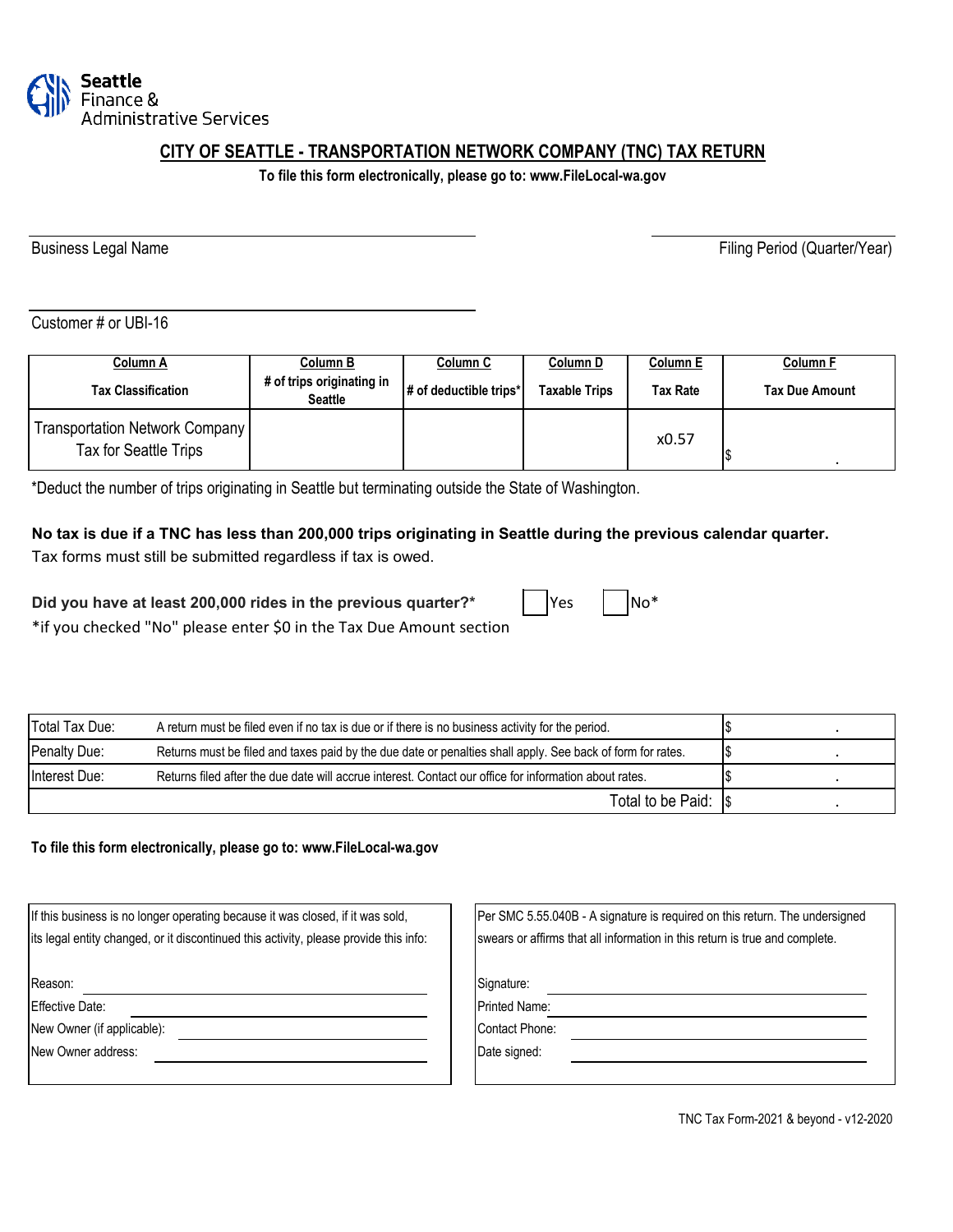Seattle Finance & Administrative Services

# CITY OF SEATTLE - TRANSPORTATION NETWORK COMPANY (TNC) TAX RETURN

**To file this form electronically, please go to: www.FileLocal-wa.gov**

Business Legal Name ______________________ Filing Period (Quarter/Year) ______________________

Customer # or UBI-16 ______________________

| Column A<br>Tax Classification | Column B<br># of trips originating in Seattle | Column C<br># of deductible trips* | Column D<br>Taxable Trips | Column E<br>Tax Rate | Column F<br>Tax Due Amount |
|---|---|---|---|---|---|
| Transportation Network Company Tax for Seattle Trips | | | | x0.57 | $ . |

*Deduct the number of trips originating in Seattle but terminating outside the State of Washington.

**No tax is due if a TNC has less than 200,000 trips originating in Seattle during the previous calendar quarter.**

Tax forms must still be submitted regardless if tax is owed.

**Did you have at least 200,000 rides in the previous quarter?*** ☐ Yes ☐ No*

*if you checked "No" please enter $0 in the Tax Due Amount section

| | | |
|---|---|---|
| Total Tax Due: | A return must be filed even if no tax is due or if there is no business activity for the period. | $ . |
| Penalty Due: | Returns must be filed and taxes paid by the due date or penalties shall apply. See back of form for rates. | $ . |
| Interest Due: | Returns filed after the due date will accrue interest. Contact our office for information about rates. | $ . |
| | Total to be Paid: | $ . |

**To file this form electronically, please go to: www.FileLocal-wa.gov**

If this business is no longer operating because it was closed, if it was sold, its legal entity changed, or it discontinued this activity, please provide this info:

Reason: ______________________

Effective Date: ______________________

New Owner (if applicable): ______________________

New Owner address: ______________________

Per SMC 5.55.040B - A signature is required on this return. The undersigned swears or affirms that all information in this return is true and complete.

Signature: ______________________

Printed Name: ______________________

Contact Phone: ______________________

Date signed: ______________________

TNC Tax Form-2021 & beyond - v12-2020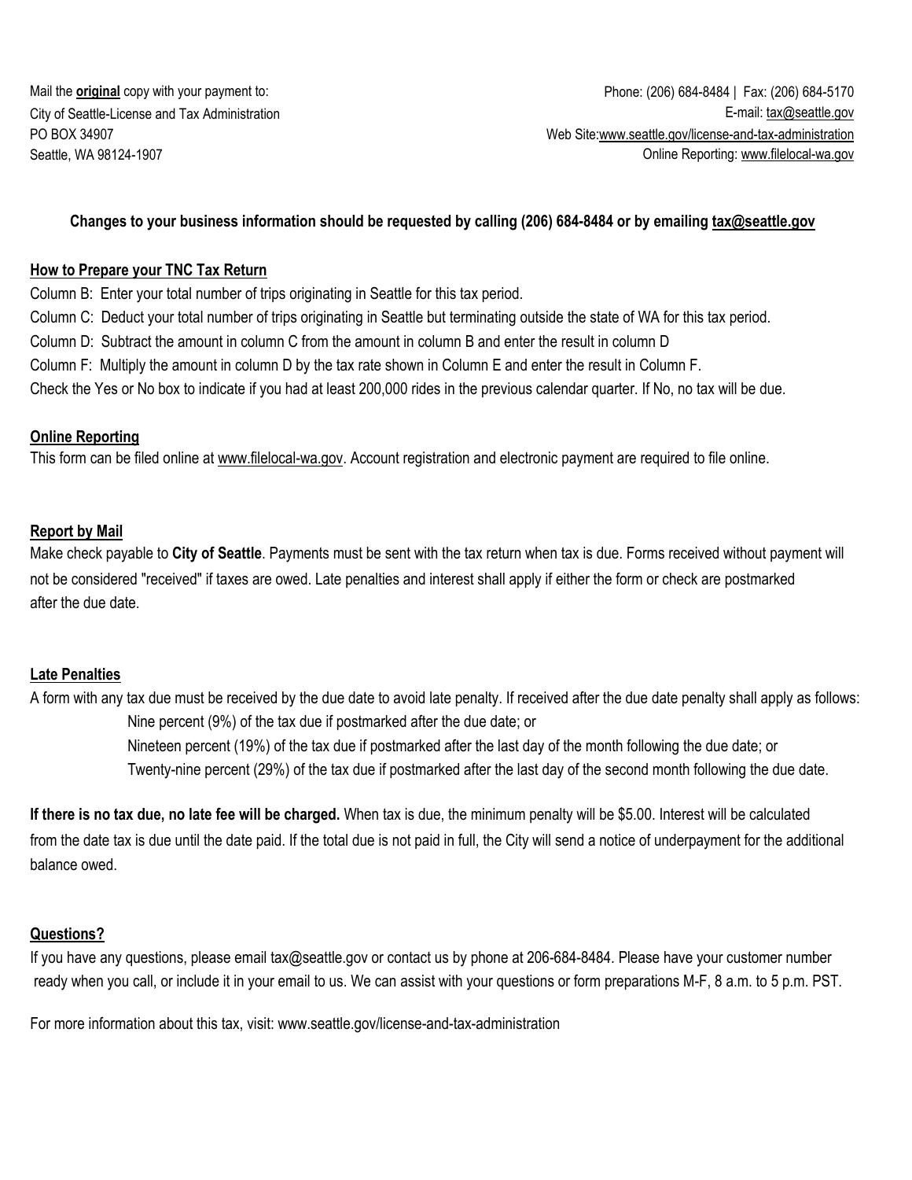Mail the **original** copy with your payment to:
City of Seattle-License and Tax Administration
PO BOX 34907
Seattle, WA 98124-1907

Phone: (206) 684-8484 | Fax: (206) 684-5170
E-mail: tax@seattle.gov
Web Site:www.seattle.gov/license-and-tax-administration
Online Reporting: www.filelocal-wa.gov

**Changes to your business information should be requested by calling (206) 684-8484 or by emailing tax@seattle.gov**

## How to Prepare your TNC Tax Return

Column B: Enter your total number of trips originating in Seattle for this tax period.
Column C: Deduct your total number of trips originating in Seattle but terminating outside the state of WA for this tax period.
Column D: Subtract the amount in column C from the amount in column B and enter the result in column D
Column F: Multiply the amount in column D by the tax rate shown in Column E and enter the result in Column F.
Check the Yes or No box to indicate if you had at least 200,000 rides in the previous calendar quarter. If No, no tax will be due.

## Online Reporting

This form can be filed online at www.filelocal-wa.gov. Account registration and electronic payment are required to file online.

## Report by Mail

Make check payable to **City of Seattle**. Payments must be sent with the tax return when tax is due. Forms received without payment will not be considered "received" if taxes are owed. Late penalties and interest shall apply if either the form or check are postmarked after the due date.

## Late Penalties

A form with any tax due must be received by the due date to avoid late penalty. If received after the due date penalty shall apply as follows:

Nine percent (9%) of the tax due if postmarked after the due date; or
Nineteen percent (19%) of the tax due if postmarked after the last day of the month following the due date; or
Twenty-nine percent (29%) of the tax due if postmarked after the last day of the second month following the due date.

**If there is no tax due, no late fee will be charged.** When tax is due, the minimum penalty will be $5.00. Interest will be calculated from the date tax is due until the date paid. If the total due is not paid in full, the City will send a notice of underpayment for the additional balance owed.

## Questions?

If you have any questions, please email tax@seattle.gov or contact us by phone at 206-684-8484. Please have your customer number ready when you call, or include it in your email to us. We can assist with your questions or form preparations M-F, 8 a.m. to 5 p.m. PST.

For more information about this tax, visit: www.seattle.gov/license-and-tax-administration